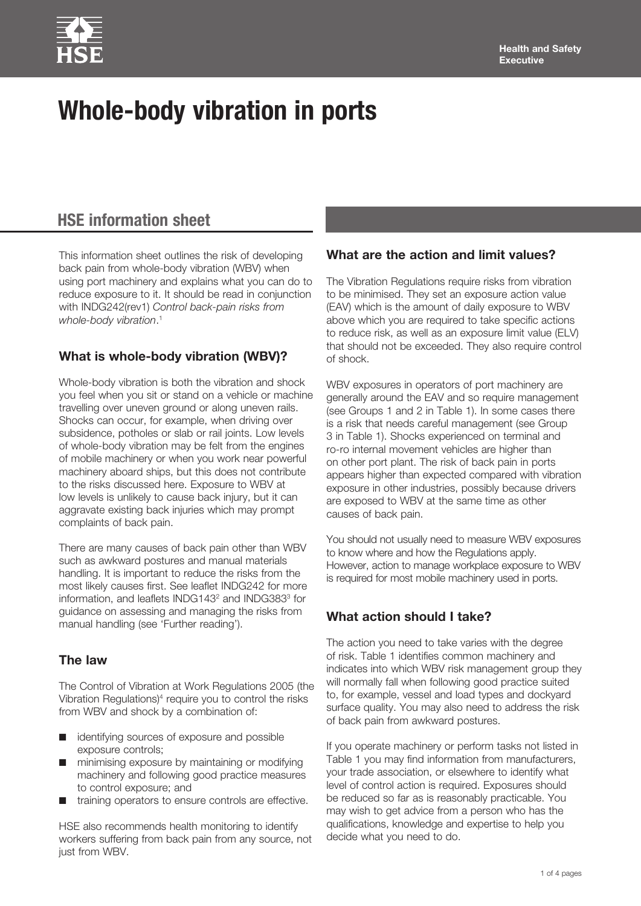# Whole-body vibration in ports

## HSE information sheet

This information sheet outlines the risk of developing back pain from whole-body vibration (WBV) when using port machinery and explains what you can do to reduce exposure to it. It should be read in conjunction with INDG242(rev1) *Control back-pain risks from whole-body vibration*.[1]

### What is whole-body vibration (WBV)?

Whole-body vibration is both the vibration and shock you feel when you sit or stand on a vehicle or machine travelling over uneven ground or along uneven rails. Shocks can occur, for example, when driving over subsidence, potholes or slab or rail joints. Low levels of whole-body vibration may be felt from the engines of mobile machinery or when you work near powerful machinery aboard ships, but this does not contribute to the risks discussed here. Exposure to WBV at low levels is unlikely to cause back injury, but it can aggravate existing back injuries which may prompt complaints of back pain.

There are many causes of back pain other than WBV such as awkward postures and manual materials handling. It is important to reduce the risks from the most likely causes first. See leaflet INDG242 for more information, and leaflets INDG143[2] and INDG383[3] for guidance on assessing and managing the risks from manual handling (see 'Further reading').

### The law

The Control of Vibration at Work Regulations 2005 (the Vibration Regulations)[4] require you to control the risks from WBV and shock by a combination of:

- identifying sources of exposure and possible exposure controls;
- minimising exposure by maintaining or modifying machinery and following good practice measures to control exposure; and
- training operators to ensure controls are effective.

HSE also recommends health monitoring to identify workers suffering from back pain from any source, not just from WBV.

### What are the action and limit values?

The Vibration Regulations require risks from vibration to be minimised. They set an exposure action value (EAV) which is the amount of daily exposure to WBV above which you are required to take specific actions to reduce risk, as well as an exposure limit value (ELV) that should not be exceeded. They also require control of shock.

WBV exposures in operators of port machinery are generally around the EAV and so require management (see Groups 1 and 2 in Table 1). In some cases there is a risk that needs careful management (see Group 3 in Table 1). Shocks experienced on terminal and ro-ro internal movement vehicles are higher than on other port plant. The risk of back pain in ports appears higher than expected compared with vibration exposure in other industries, possibly because drivers are exposed to WBV at the same time as other causes of back pain.

You should not usually need to measure WBV exposures to know where and how the Regulations apply. However, action to manage workplace exposure to WBV is required for most mobile machinery used in ports.

### What action should I take?

The action you need to take varies with the degree of risk. Table 1 identifies common machinery and indicates into which WBV risk management group they will normally fall when following good practice suited to, for example, vessel and load types and dockyard surface quality. You may also need to address the risk of back pain from awkward postures.

If you operate machinery or perform tasks not listed in Table 1 you may find information from manufacturers, your trade association, or elsewhere to identify what level of control action is required. Exposures should be reduced so far as is reasonably practicable. You may wish to get advice from a person who has the qualifications, knowledge and expertise to help you decide what you need to do.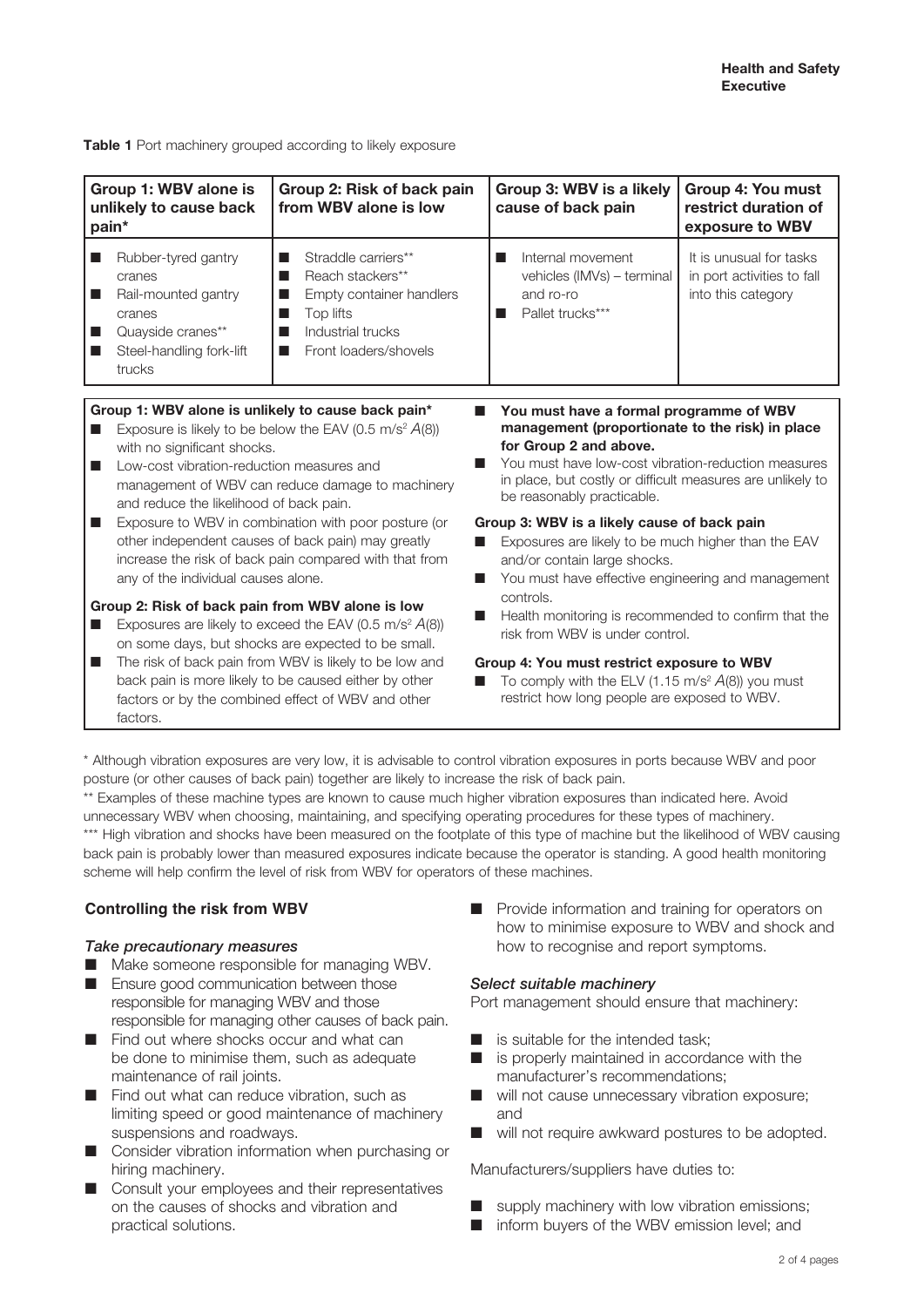**Table 1** Port machinery grouped according to likely exposure

| Group 1: WBV alone is unlikely to cause back pain* | Group 2: Risk of back pain from WBV alone is low | Group 3: WBV is a likely cause of back pain | Group 4: You must restrict duration of exposure to WBV |
|---|---|---|---|
| ■ Rubber-tyred gantry cranes<br>■ Rail-mounted gantry cranes<br>■ Quayside cranes**<br>■ Steel-handling fork-lift trucks | ■ Straddle carriers**<br>■ Reach stackers**<br>■ Empty container handlers<br>■ Top lifts<br>■ Industrial trucks<br>■ Front loaders/shovels | ■ Internal movement vehicles (IMVs) – terminal and ro-ro<br>■ Pallet trucks*** | It is unusual for tasks in port activities to fall into this category |

**Group 1: WBV alone is unlikely to cause back pain***

- Exposure is likely to be below the EAV (0.5 m/s² $A(8)$) with no significant shocks.
- Low-cost vibration-reduction measures and management of WBV can reduce damage to machinery and reduce the likelihood of back pain.
- Exposure to WBV in combination with poor posture (or other independent causes of back pain) may greatly increase the risk of back pain compared with that from any of the individual causes alone.

**Group 2: Risk of back pain from WBV alone is low**

- Exposures are likely to exceed the EAV (0.5 m/s² $A(8)$) on some days, but shocks are expected to be small.
- The risk of back pain from WBV is likely to be low and back pain is more likely to be caused either by other factors or by the combined effect of WBV and other factors.
- **You must have a formal programme of WBV management (proportionate to the risk) in place for Group 2 and above.**
- You must have low-cost vibration-reduction measures in place, but costly or difficult measures are unlikely to be reasonably practicable.

**Group 3: WBV is a likely cause of back pain**

- Exposures are likely to be much higher than the EAV and/or contain large shocks.
- You must have effective engineering and management controls.
- Health monitoring is recommended to confirm that the risk from WBV is under control.

**Group 4: You must restrict exposure to WBV**

- To comply with the ELV (1.15 m/s² $A(8)$) you must restrict how long people are exposed to WBV.

\* Although vibration exposures are very low, it is advisable to control vibration exposures in ports because WBV and poor posture (or other causes of back pain) together are likely to increase the risk of back pain.

** Examples of these machine types are known to cause much higher vibration exposures than indicated here. Avoid unnecessary WBV when choosing, maintaining, and specifying operating procedures for these types of machinery.

*** High vibration and shocks have been measured on the footplate of this type of machine but the likelihood of WBV causing back pain is probably lower than measured exposures indicate because the operator is standing. A good health monitoring scheme will help confirm the level of risk from WBV for operators of these machines.

## Controlling the risk from WBV

### *Take precautionary measures*

- Make someone responsible for managing WBV.
- Ensure good communication between those responsible for managing WBV and those responsible for managing other causes of back pain.
- Find out where shocks occur and what can be done to minimise them, such as adequate maintenance of rail joints.
- Find out what can reduce vibration, such as limiting speed or good maintenance of machinery suspensions and roadways.
- Consider vibration information when purchasing or hiring machinery.
- Consult your employees and their representatives on the causes of shocks and vibration and practical solutions.
- Provide information and training for operators on how to minimise exposure to WBV and shock and how to recognise and report symptoms.

### *Select suitable machinery*

Port management should ensure that machinery:

- is suitable for the intended task;
- is properly maintained in accordance with the manufacturer's recommendations;
- will not cause unnecessary vibration exposure; and
- will not require awkward postures to be adopted.

Manufacturers/suppliers have duties to:

- supply machinery with low vibration emissions;
- inform buyers of the WBV emission level; and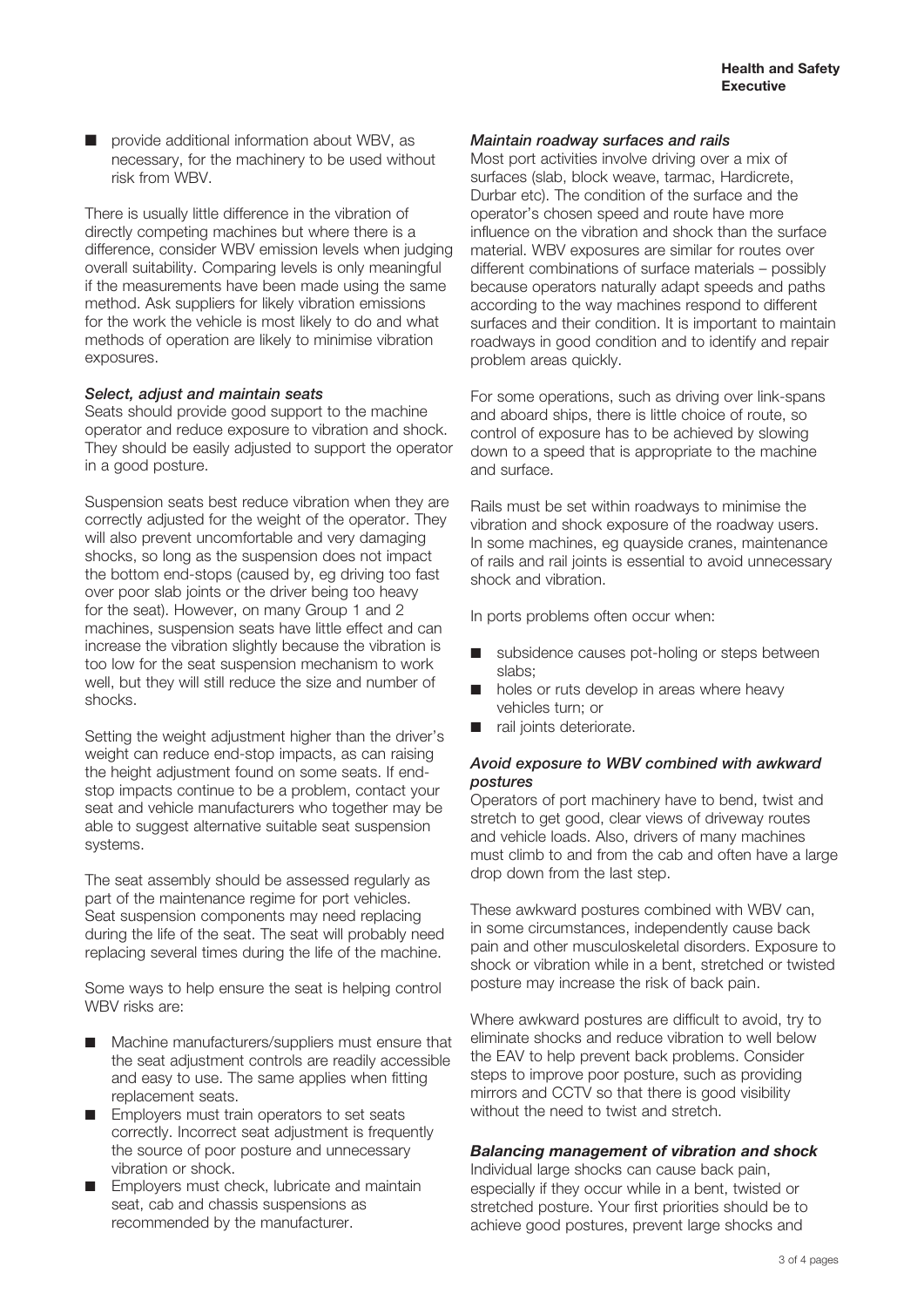- provide additional information about WBV, as necessary, for the machinery to be used without risk from WBV.

There is usually little difference in the vibration of directly competing machines but where there is a difference, consider WBV emission levels when judging overall suitability. Comparing levels is only meaningful if the measurements have been made using the same method. Ask suppliers for likely vibration emissions for the work the vehicle is most likely to do and what methods of operation are likely to minimise vibration exposures.

***Select, adjust and maintain seats***

Seats should provide good support to the machine operator and reduce exposure to vibration and shock. They should be easily adjusted to support the operator in a good posture.

Suspension seats best reduce vibration when they are correctly adjusted for the weight of the operator. They will also prevent uncomfortable and very damaging shocks, so long as the suspension does not impact the bottom end-stops (caused by, eg driving too fast over poor slab joints or the driver being too heavy for the seat). However, on many Group 1 and 2 machines, suspension seats have little effect and can increase the vibration slightly because the vibration is too low for the seat suspension mechanism to work well, but they will still reduce the size and number of shocks.

Setting the weight adjustment higher than the driver's weight can reduce end-stop impacts, as can raising the height adjustment found on some seats. If end-stop impacts continue to be a problem, contact your seat and vehicle manufacturers who together may be able to suggest alternative suitable seat suspension systems.

The seat assembly should be assessed regularly as part of the maintenance regime for port vehicles. Seat suspension components may need replacing during the life of the seat. The seat will probably need replacing several times during the life of the machine.

Some ways to help ensure the seat is helping control WBV risks are:

- Machine manufacturers/suppliers must ensure that the seat adjustment controls are readily accessible and easy to use. The same applies when fitting replacement seats.
- Employers must train operators to set seats correctly. Incorrect seat adjustment is frequently the source of poor posture and unnecessary vibration or shock.
- Employers must check, lubricate and maintain seat, cab and chassis suspensions as recommended by the manufacturer.

***Maintain roadway surfaces and rails***

Most port activities involve driving over a mix of surfaces (slab, block weave, tarmac, Hardicrete, Durbar etc). The condition of the surface and the operator's chosen speed and route have more influence on the vibration and shock than the surface material. WBV exposures are similar for routes over different combinations of surface materials – possibly because operators naturally adapt speeds and paths according to the way machines respond to different surfaces and their condition. It is important to maintain roadways in good condition and to identify and repair problem areas quickly.

For some operations, such as driving over link-spans and aboard ships, there is little choice of route, so control of exposure has to be achieved by slowing down to a speed that is appropriate to the machine and surface.

Rails must be set within roadways to minimise the vibration and shock exposure of the roadway users. In some machines, eg quayside cranes, maintenance of rails and rail joints is essential to avoid unnecessary shock and vibration.

In ports problems often occur when:

- subsidence causes pot-holing or steps between slabs;
- holes or ruts develop in areas where heavy vehicles turn; or
- rail joints deteriorate.

***Avoid exposure to WBV combined with awkward postures***

Operators of port machinery have to bend, twist and stretch to get good, clear views of driveway routes and vehicle loads. Also, drivers of many machines must climb to and from the cab and often have a large drop down from the last step.

These awkward postures combined with WBV can, in some circumstances, independently cause back pain and other musculoskeletal disorders. Exposure to shock or vibration while in a bent, stretched or twisted posture may increase the risk of back pain.

Where awkward postures are difficult to avoid, try to eliminate shocks and reduce vibration to well below the EAV to help prevent back problems. Consider steps to improve poor posture, such as providing mirrors and CCTV so that there is good visibility without the need to twist and stretch.

***Balancing management of vibration and shock***

Individual large shocks can cause back pain, especially if they occur while in a bent, twisted or stretched posture. Your first priorities should be to achieve good postures, prevent large shocks and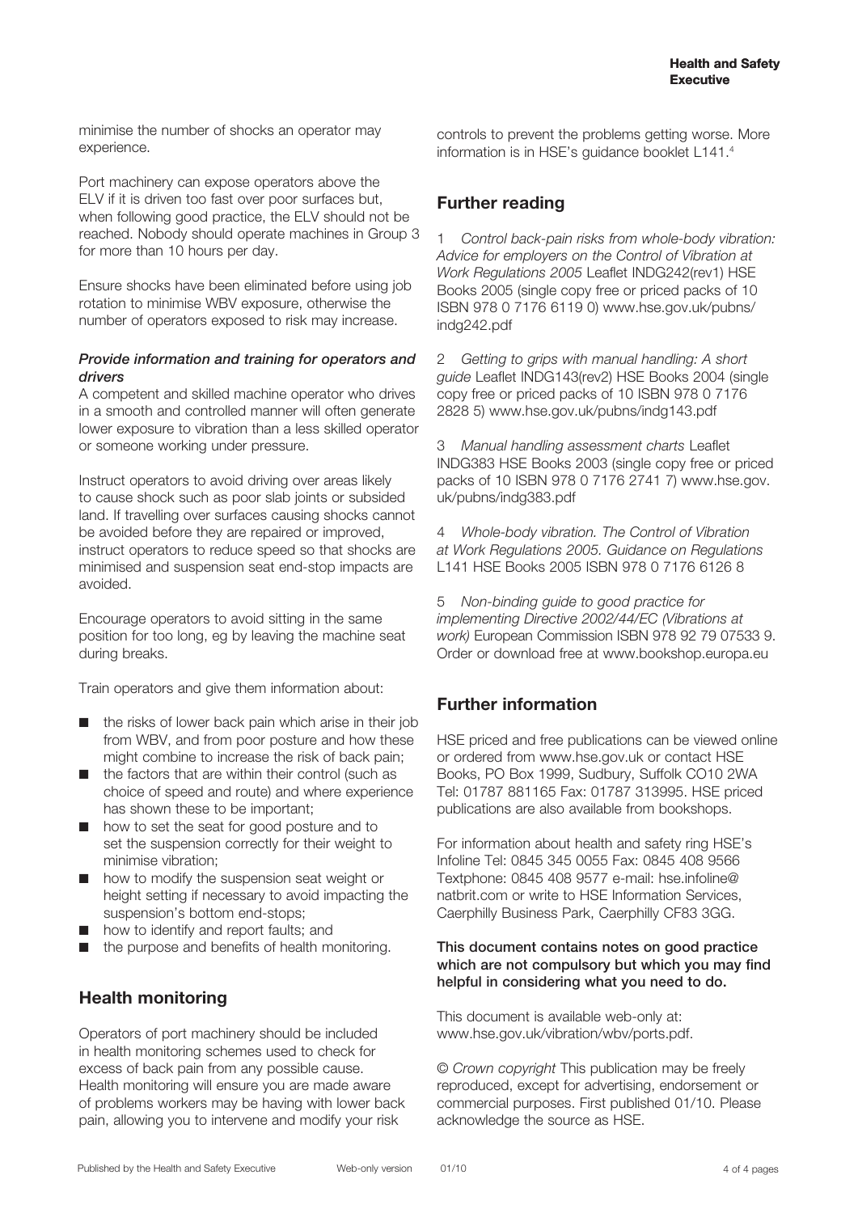minimise the number of shocks an operator may experience.

Port machinery can expose operators above the ELV if it is driven too fast over poor surfaces but, when following good practice, the ELV should not be reached. Nobody should operate machines in Group 3 for more than 10 hours per day.

Ensure shocks have been eliminated before using job rotation to minimise WBV exposure, otherwise the number of operators exposed to risk may increase.

***Provide information and training for operators and drivers***

A competent and skilled machine operator who drives in a smooth and controlled manner will often generate lower exposure to vibration than a less skilled operator or someone working under pressure.

Instruct operators to avoid driving over areas likely to cause shock such as poor slab joints or subsided land. If travelling over surfaces causing shocks cannot be avoided before they are repaired or improved, instruct operators to reduce speed so that shocks are minimised and suspension seat end-stop impacts are avoided.

Encourage operators to avoid sitting in the same position for too long, eg by leaving the machine seat during breaks.

Train operators and give them information about:

- the risks of lower back pain which arise in their job from WBV, and from poor posture and how these might combine to increase the risk of back pain;
- the factors that are within their control (such as choice of speed and route) and where experience has shown these to be important;
- how to set the seat for good posture and to set the suspension correctly for their weight to minimise vibration;
- how to modify the suspension seat weight or height setting if necessary to avoid impacting the suspension's bottom end-stops;
- how to identify and report faults; and
- the purpose and benefits of health monitoring.

## Health monitoring

Operators of port machinery should be included in health monitoring schemes used to check for excess of back pain from any possible cause. Health monitoring will ensure you are made aware of problems workers may be having with lower back pain, allowing you to intervene and modify your risk controls to prevent the problems getting worse. More information is in HSE's guidance booklet L141.[4]

## Further reading

1 *Control back-pain risks from whole-body vibration: Advice for employers on the Control of Vibration at Work Regulations 2005* Leaflet INDG242(rev1) HSE Books 2005 (single copy free or priced packs of 10 ISBN 978 0 7176 6119 0) www.hse.gov.uk/pubns/indg242.pdf

2 *Getting to grips with manual handling: A short guide* Leaflet INDG143(rev2) HSE Books 2004 (single copy free or priced packs of 10 ISBN 978 0 7176 2828 5) www.hse.gov.uk/pubns/indg143.pdf

3 *Manual handling assessment charts* Leaflet INDG383 HSE Books 2003 (single copy free or priced packs of 10 ISBN 978 0 7176 2741 7) www.hse.gov.uk/pubns/indg383.pdf

4 *Whole-body vibration. The Control of Vibration at Work Regulations 2005. Guidance on Regulations* L141 HSE Books 2005 ISBN 978 0 7176 6126 8

5 *Non-binding guide to good practice for implementing Directive 2002/44/EC (Vibrations at work)* European Commission ISBN 978 92 79 07533 9. Order or download free at www.bookshop.europa.eu

## Further information

HSE priced and free publications can be viewed online or ordered from www.hse.gov.uk or contact HSE Books, PO Box 1999, Sudbury, Suffolk CO10 2WA Tel: 01787 881165 Fax: 01787 313995. HSE priced publications are also available from bookshops.

For information about health and safety ring HSE's Infoline Tel: 0845 345 0055 Fax: 0845 408 9566 Textphone: 0845 408 9577 e-mail: hse.infoline@natbrit.com or write to HSE Information Services, Caerphilly Business Park, Caerphilly CF83 3GG.

**This document contains notes on good practice which are not compulsory but which you may find helpful in considering what you need to do.**

This document is available web-only at: www.hse.gov.uk/vibration/wbv/ports.pdf.

© *Crown copyright* This publication may be freely reproduced, except for advertising, endorsement or commercial purposes. First published 01/10. Please acknowledge the source as HSE.